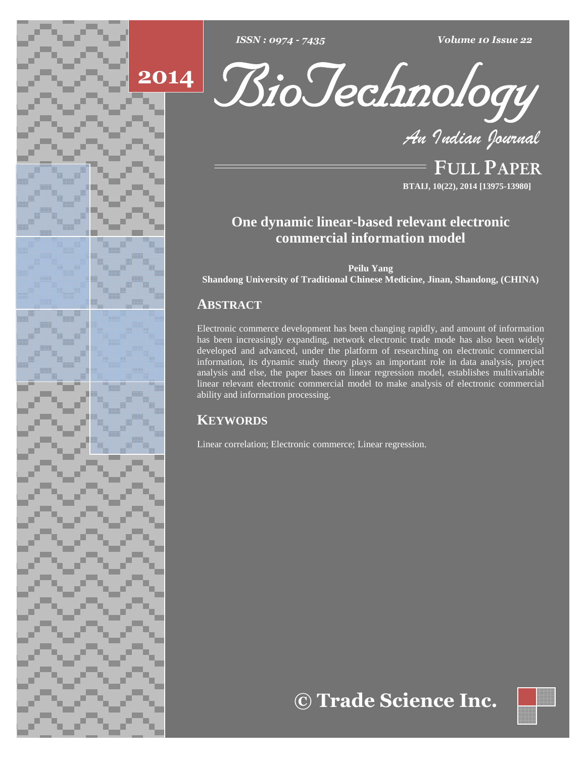# One dynamic linear-based relevant electronic commercial information model

**Peilu Yang**
**Shandong University of Traditional Chinese Medicine, Jinan, Shandong, (CHINA)**

## ABSTRACT

Electronic commerce development has been changing rapidly, and amount of information has been increasingly expanding, network electronic trade mode has also been widely developed and advanced, under the platform of researching on electronic commercial information, its dynamic study theory plays an important role in data analysis, project analysis and else, the paper bases on linear regression model, establishes multivariable linear relevant electronic commercial model to make analysis of electronic commercial ability and information processing.

## KEYWORDS

Linear correlation; Electronic commerce; Linear regression.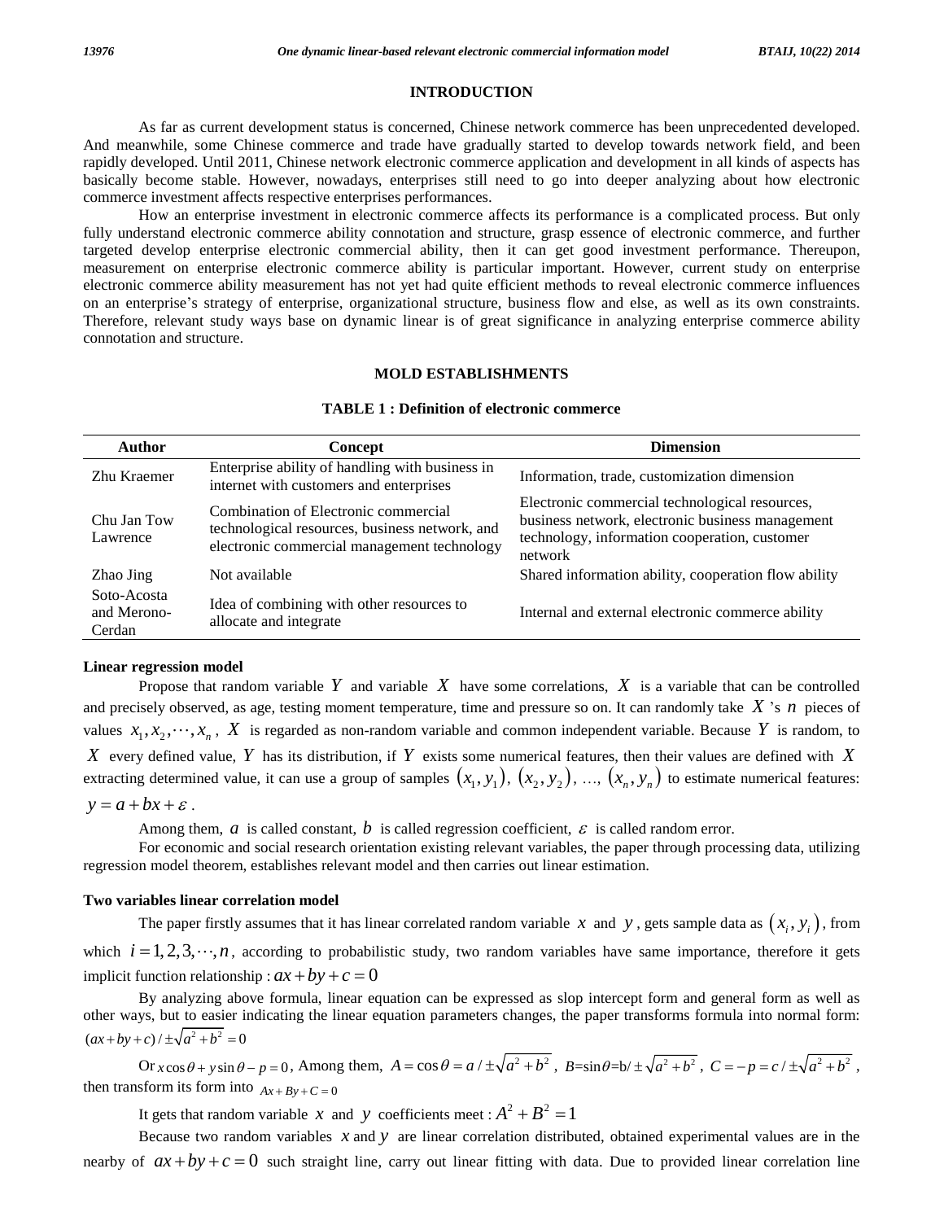## INTRODUCTION

As far as current development status is concerned, Chinese network commerce has been unprecedented developed. And meanwhile, some Chinese commerce and trade have gradually started to develop towards network field, and been rapidly developed. Until 2011, Chinese network electronic commerce application and development in all kinds of aspects has basically become stable. However, nowadays, enterprises still need to go into deeper analyzing about how electronic commerce investment affects respective enterprises performances.

How an enterprise investment in electronic commerce affects its performance is a complicated process. But only fully understand electronic commerce ability connotation and structure, grasp essence of electronic commerce, and further targeted develop enterprise electronic commercial ability, then it can get good investment performance. Thereupon, measurement on enterprise electronic commerce ability is particular important. However, current study on enterprise electronic commerce ability measurement has not yet had quite efficient methods to reveal electronic commerce influences on an enterprise's strategy of enterprise, organizational structure, business flow and else, as well as its own constraints. Therefore, relevant study ways base on dynamic linear is of great significance in analyzing enterprise commerce ability connotation and structure.

## MOLD ESTABLISHMENTS

**TABLE 1 : Definition of electronic commerce**

| Author | Concept | Dimension |
|---|---|---|
| Zhu Kraemer | Enterprise ability of handling with business in internet with customers and enterprises | Information, trade, customization dimension |
| Chu Jan Tow Lawrence | Combination of Electronic commercial technological resources, business network, and electronic commercial management technology | Electronic commercial technological resources, business network, electronic business management technology, information cooperation, customer network |
| Zhao Jing | Not available | Shared information ability, cooperation flow ability |
| Soto-Acosta and Merono-Cerdan | Idea of combining with other resources to allocate and integrate | Internal and external electronic commerce ability |

### Linear regression model

Propose that random variable $Y$ and variable $X$ have some correlations, $X$ is a variable that can be controlled and precisely observed, as age, testing moment temperature, time and pressure so on. It can randomly take $X$ 's $n$ pieces of values $x_1, x_2, \cdots, x_n$, $X$ is regarded as non-random variable and common independent variable. Because $Y$ is random, to $X$ every defined value, $Y$ has its distribution, if $Y$ exists some numerical features, then their values are defined with $X$ extracting determined value, it can use a group of samples $(x_1, y_1)$, $(x_2, y_2)$, …, $(x_n, y_n)$ to estimate numerical features: $y = a + bx + \varepsilon$ .

Among them, $a$ is called constant, $b$ is called regression coefficient, $\varepsilon$ is called random error.

For economic and social research orientation existing relevant variables, the paper through processing data, utilizing regression model theorem, establishes relevant model and then carries out linear estimation.

### Two variables linear correlation model

The paper firstly assumes that it has linear correlated random variable $x$ and $y$, gets sample data as $(x_i, y_i)$, from which $i = 1, 2, 3, \cdots, n$, according to probabilistic study, two random variables have same importance, therefore it gets implicit function relationship : $ax + by + c = 0$

By analyzing above formula, linear equation can be expressed as slop intercept form and general form as well as other ways, but to easier indicating the linear equation parameters changes, the paper transforms formula into normal form: $(ax + by + c) / \pm\sqrt{a^2 + b^2} = 0$

Or $x\cos\theta + y\sin\theta - p = 0$, Among them, $A = \cos\theta = a / \pm\sqrt{a^2 + b^2}$, $B = \sin\theta = b / \pm\sqrt{a^2 + b^2}$, $C = -p = c / \pm\sqrt{a^2 + b^2}$, then transform its form into $Ax + By + C = 0$

It gets that random variable $x$ and $y$ coefficients meet : $A^2 + B^2 = 1$

Because two random variables $x$ and $y$ are linear correlation distributed, obtained experimental values are in the nearby of $ax + by + c = 0$ such straight line, carry out linear fitting with data. Due to provided linear correlation line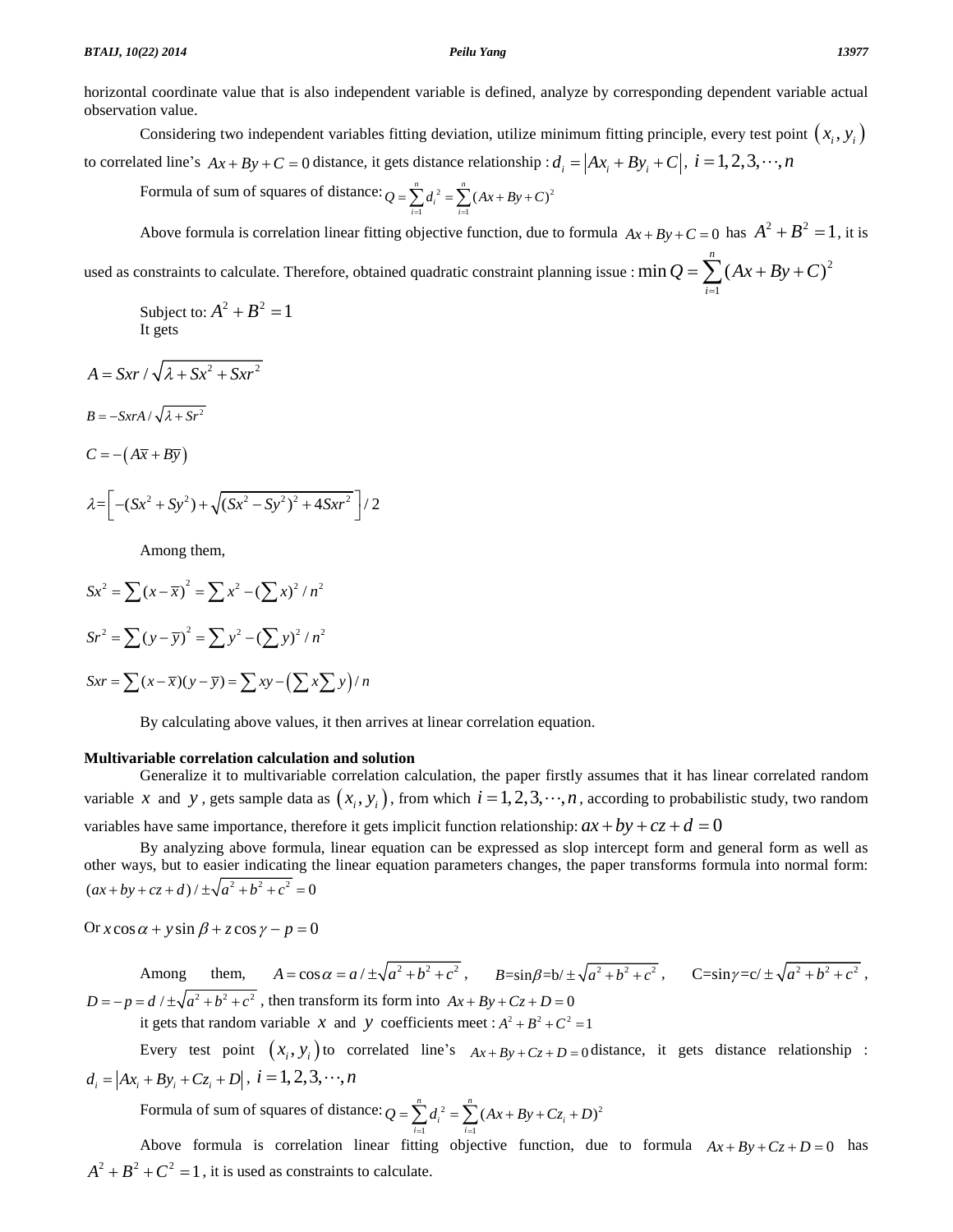horizontal coordinate value that is also independent variable is defined, analyze by corresponding dependent variable actual observation value.

Considering two independent variables fitting deviation, utilize minimum fitting principle, every test point $(x_i, y_i)$ to correlated line's $Ax+By+C=0$ distance, it gets distance relationship : $d_i = |Ax_i + By_i + C|$, $i = 1,2,3,\cdots,n$

Formula of sum of squares of distance: $Q = \sum_{i=1}^{n} d_i^{\,2} = \sum_{i=1}^{n} (Ax+By+C)^2$

Above formula is correlation linear fitting objective function, due to formula $Ax+By+C=0$ has $A^2+B^2=1$, it is used as constraints to calculate. Therefore, obtained quadratic constraint planning issue : $\min Q = \sum_{i=1}^{n} (Ax+By+C)^2$

Subject to: $A^2+B^2=1$

It gets

$$A = Sxr / \sqrt{\lambda + Sx^2 + Sxr^2}$$

$$B = -SxrA / \sqrt{\lambda + Sr^2}$$

$$C = -\left(A\overline{x} + B\overline{y}\right)$$

$$\lambda = \left[-(Sx^2 + Sy^2) + \sqrt{(Sx^2 - Sy^2)^2 + 4Sxr^2}\,\right] / 2$$

Among them,

$$Sx^2 = \sum (x-\overline{x})^2 = \sum x^2 - (\sum x)^2 / n^2$$

$$Sr^2 = \sum (y-\overline{y})^2 = \sum y^2 - (\sum y)^2 / n^2$$

$$Sxr = \sum (x-\overline{x})(y-\overline{y}) = \sum xy - \left(\sum x \sum y\right) / n$$

By calculating above values, it then arrives at linear correlation equation.

**Multivariable correlation calculation and solution**

Generalize it to multivariable correlation calculation, the paper firstly assumes that it has linear correlated random variable $x$ and $y$, gets sample data as $(x_i, y_i)$, from which $i = 1,2,3,\cdots,n$, according to probabilistic study, two random variables have same importance, therefore it gets implicit function relationship: $ax+by+cz+d=0$

By analyzing above formula, linear equation can be expressed as slop intercept form and general form as well as other ways, but to easier indicating the linear equation parameters changes, the paper transforms formula into normal form: $(ax+by+cz+d) / \pm\sqrt{a^2+b^2+c^2} = 0$

Or $x\cos\alpha + y\sin\beta + z\cos\gamma - p = 0$

Among them, $A = \cos\alpha = a / \pm\sqrt{a^2+b^2+c^2}$, $B = \sin\beta = b / \pm\sqrt{a^2+b^2+c^2}$, $C = \sin\gamma = c / \pm\sqrt{a^2+b^2+c^2}$, $D = -p = d / \pm\sqrt{a^2+b^2+c^2}$ , then transform its form into $Ax+By+Cz+D=0$

it gets that random variable $x$ and $y$ coefficients meet : $A^2+B^2+C^2=1$

Every test point $(x_i, y_i)$ to correlated line's $Ax+By+Cz+D=0$ distance, it gets distance relationship : $d_i = |Ax_i + By_i + Cz_i + D|$, $i = 1,2,3,\cdots,n$

Formula of sum of squares of distance: $Q = \sum_{i=1}^{n} d_i^{\,2} = \sum_{i=1}^{n} (Ax+By+Cz_i+D)^2$

Above formula is correlation linear fitting objective function, due to formula $Ax+By+Cz+D=0$ has $A^2+B^2+C^2=1$, it is used as constraints to calculate.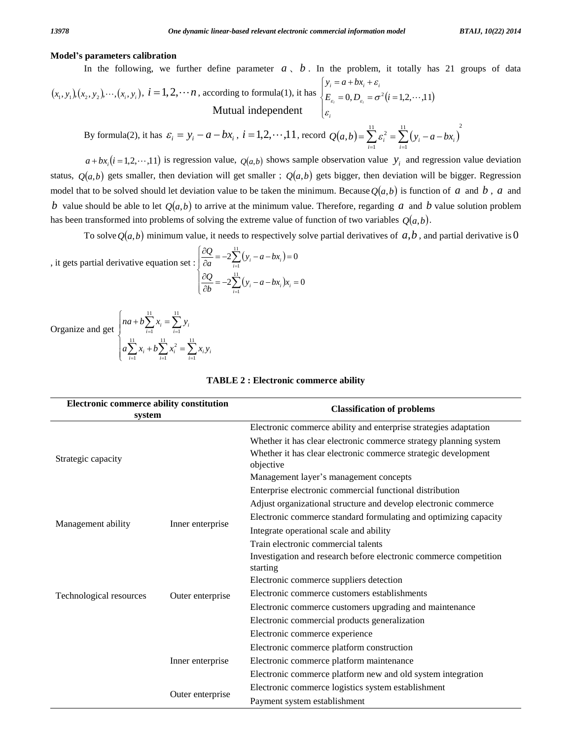**Model's parameters calibration**

In the following, we further define parameter $a$、$b$. In the problem, it totally has 21 groups of data $(x_1, y_1), (x_2, y_2), \cdots, (x_i, y_i)$, $i = 1, 2, \cdots n$, according to formula(1), it has 
$$\begin{cases} y_i = a + bx_i + \varepsilon_i \\ E_{\varepsilon_i} = 0, D_{\varepsilon_i} = \sigma^2 (i = 1, 2, \cdots, 11) \\ \text{Mutual independent} \quad \varepsilon_i \end{cases}$$

By formula(2), it has $\varepsilon_i = y_i - a - bx_i$, $i = 1, 2, \cdots, 11$, record $Q(a,b) = \sum_{i=1}^{11} \varepsilon_i^2 = \sum_{i=1}^{11} (y_i - a - bx_i)^2$

$a + bx_i (i = 1, 2, \cdots, 11)$ is regression value, $Q(a,b)$ shows sample observation value $y_i$ and regression value deviation status, $Q(a,b)$ gets smaller, then deviation will get smaller ; $Q(a,b)$ gets bigger, then deviation will be bigger. Regression model that to be solved should let deviation value to be taken the minimum. Because $Q(a,b)$ is function of $a$ and $b$, $a$ and $b$ value should be able to let $Q(a,b)$ to arrive at the minimum value. Therefore, regarding $a$ and $b$ value solution problem has been transformed into problems of solving the extreme value of function of two variables $Q(a,b)$.

To solve $Q(a,b)$ minimum value, it needs to respectively solve partial derivatives of $a, b$, and partial derivative is $0$, it gets partial derivative equation set :
$$\begin{cases} \dfrac{\partial Q}{\partial a} = -2\sum_{i=1}^{11} (y_i - a - bx_i) = 0 \\ \dfrac{\partial Q}{\partial b} = -2\sum_{i=1}^{11} (y_i - a - bx_i) x_i = 0 \end{cases}$$

Organize and get
$$\begin{cases} na + b\sum_{i=1}^{11} x_i = \sum_{i=1}^{11} y_i \\ a\sum_{i=1}^{11} x_i + b\sum_{i=1}^{11} x_i^2 = \sum_{i=1}^{11} x_i y_i \end{cases}$$

**TABLE 2 : Electronic commerce ability**

| Electronic commerce ability constitution system | | Classification of problems |
|---|---|---|
| Strategic capacity | | Electronic commerce ability and enterprise strategies adaptation |
| | | Whether it has clear electronic commerce strategy planning system |
| | | Whether it has clear electronic commerce strategic development objective |
| | | Management layer's management concepts |
| Management ability | Inner enterprise | Enterprise electronic commercial functional distribution |
| | | Adjust organizational structure and develop electronic commerce |
| | | Electronic commerce standard formulating and optimizing capacity |
| | | Integrate operational scale and ability |
| | | Train electronic commercial talents |
| | Outer enterprise | Investigation and research before electronic commerce competition starting |
| | | Electronic commerce suppliers detection |
| Technological resources | | Electronic commerce customers establishments |
| | | Electronic commerce customers upgrading and maintenance |
| | | Electronic commercial products generalization |
| | | Electronic commerce experience |
| | Inner enterprise | Electronic commerce platform construction |
| | | Electronic commerce platform maintenance |
| | | Electronic commerce platform new and old system integration |
| | Outer enterprise | Electronic commerce logistics system establishment |
| | | Payment system establishment |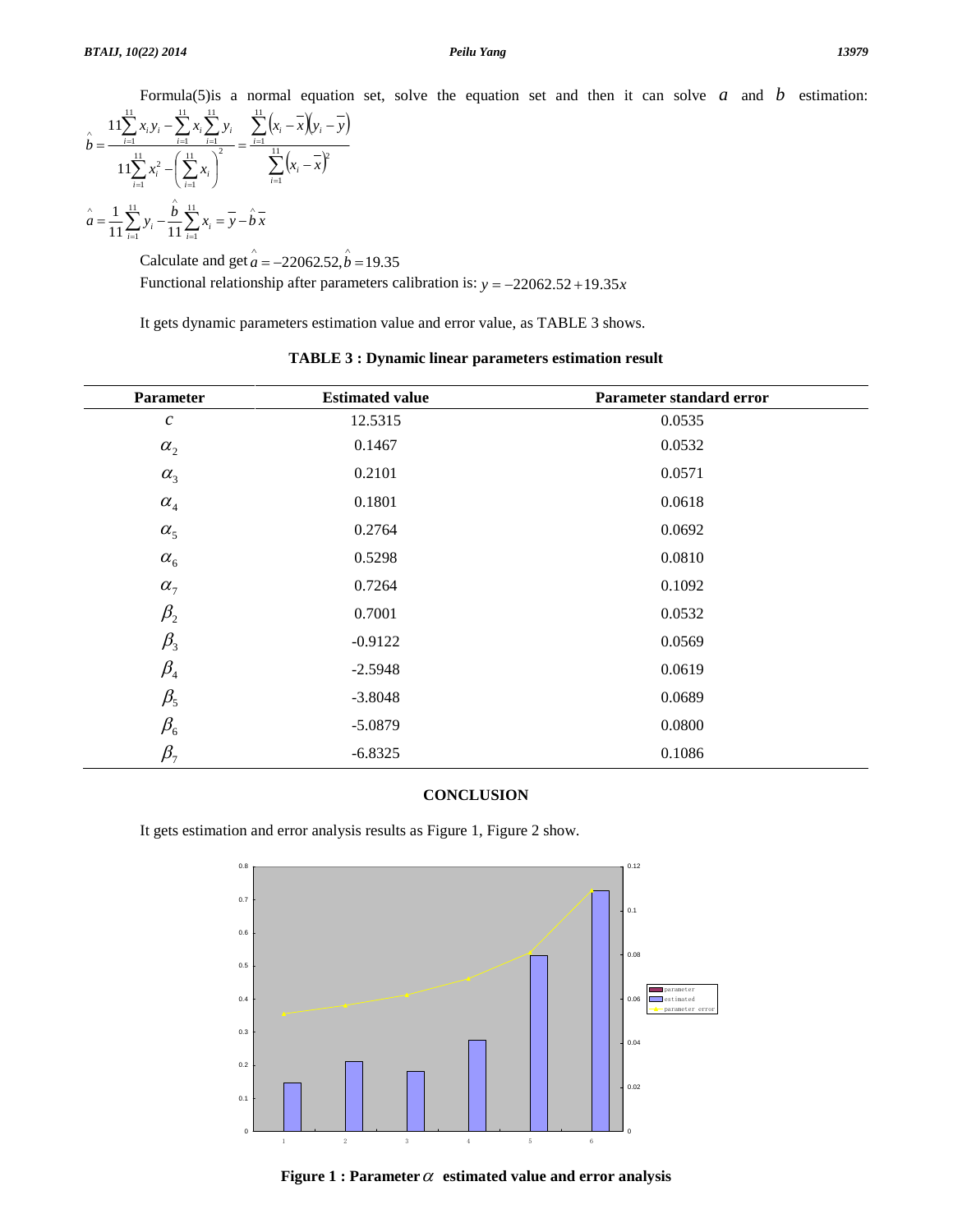Formula(5)is a normal equation set, solve the equation set and then it can solve $a$ and $b$ estimation:

$$\hat{b} = \frac{11\sum_{i=1}^{11} x_i y_i - \sum_{i=1}^{11} x_i \sum_{i=1}^{11} y_i}{11\sum_{i=1}^{11} x_i^2 - \left(\sum_{i=1}^{11} x_i\right)^2} = \frac{\sum_{i=1}^{11}\left(x_i - \bar{x}\right)\left(y_i - \bar{y}\right)}{\sum_{i=1}^{11}\left(x_i - \bar{x}\right)^2}$$

$$\hat{a} = \frac{1}{11}\sum_{i=1}^{11} y_i - \frac{\hat{b}}{11}\sum_{i=1}^{11} x_i = \bar{y} - \hat{b}\bar{x}$$

Calculate and get $\hat{a} = -22062.52, \hat{b} = 19.35$

Functional relationship after parameters calibration is: $y = -22062.52 + 19.35x$

It gets dynamic parameters estimation value and error value, as TABLE 3 shows.

**TABLE 3 : Dynamic linear parameters estimation result**

| Parameter | Estimated value | Parameter standard error |
|---|---|---|
| $c$ | 12.5315 | 0.0535 |
| $\alpha_2$ | 0.1467 | 0.0532 |
| $\alpha_3$ | 0.2101 | 0.0571 |
| $\alpha_4$ | 0.1801 | 0.0618 |
| $\alpha_5$ | 0.2764 | 0.0692 |
| $\alpha_6$ | 0.5298 | 0.0810 |
| $\alpha_7$ | 0.7264 | 0.1092 |
| $\beta_2$ | 0.7001 | 0.0532 |
| $\beta_3$ | -0.9122 | 0.0569 |
| $\beta_4$ | -2.5948 | 0.0619 |
| $\beta_5$ | -3.8048 | 0.0689 |
| $\beta_6$ | -5.0879 | 0.0800 |
| $\beta_7$ | -6.8325 | 0.1086 |

## CONCLUSION

It gets estimation and error analysis results as Figure 1, Figure 2 show.

**Figure 1 : Parameter $\alpha$ estimated value and error analysis**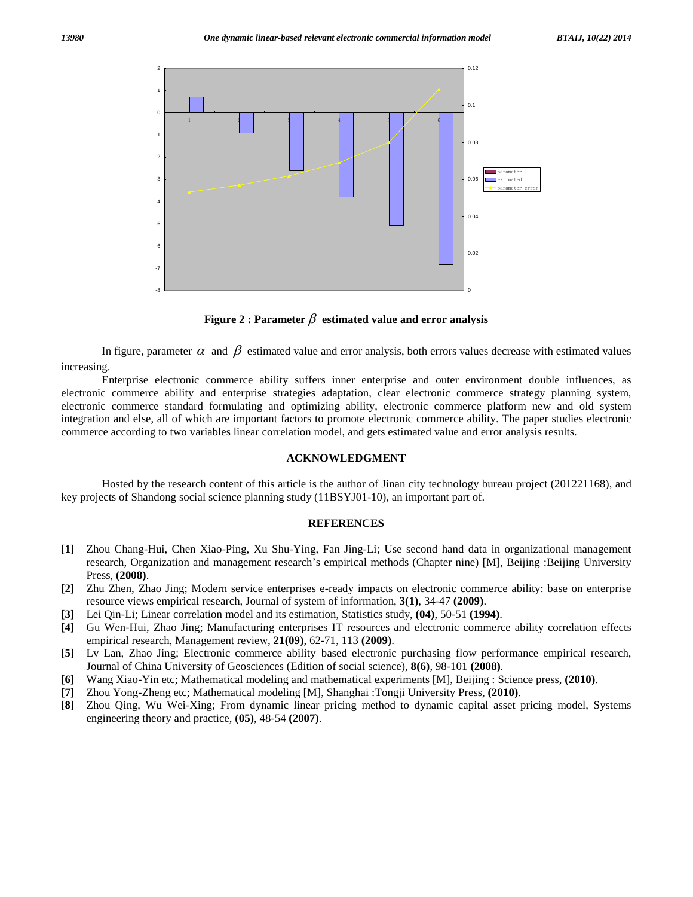2
1
0
-1
-2
-3
-4
-5
-6
-7
-8

0.12
0.1
0.08
0.06
0.04
0.02
0

1 2 3 4 5 6

parameter
estimated
parameter error

**Figure 2 : Parameter $\beta$ estimated value and error analysis**

In figure, parameter $\alpha$ and $\beta$ estimated value and error analysis, both errors values decrease with estimated values increasing.

Enterprise electronic commerce ability suffers inner enterprise and outer environment double influences, as electronic commerce ability and enterprise strategies adaptation, clear electronic commerce strategy planning system, electronic commerce standard formulating and optimizing ability, electronic commerce platform new and old system integration and else, all of which are important factors to promote electronic commerce ability. The paper studies electronic commerce according to two variables linear correlation model, and gets estimated value and error analysis results.

## ACKNOWLEDGMENT

Hosted by the research content of this article is the author of Jinan city technology bureau project (201221168), and key projects of Shandong social science planning study (11BSYJ01-10), an important part of.

## REFERENCES

- **[1]** Zhou Chang-Hui, Chen Xiao-Ping, Xu Shu-Ying, Fan Jing-Li; Use second hand data in organizational management research, Organization and management research's empirical methods (Chapter nine) [M], Beijing :Beijing University Press, **(2008)**.
- **[2]** Zhu Zhen, Zhao Jing; Modern service enterprises e-ready impacts on electronic commerce ability: base on enterprise resource views empirical research, Journal of system of information, **3(1)**, 34-47 **(2009)**.
- **[3]** Lei Qin-Li; Linear correlation model and its estimation, Statistics study, **(04)**, 50-51 **(1994)**.
- **[4]** Gu Wen-Hui, Zhao Jing; Manufacturing enterprises IT resources and electronic commerce ability correlation effects empirical research, Management review, **21(09)**, 62-71, 113 **(2009)**.
- **[5]** Lv Lan, Zhao Jing; Electronic commerce ability–based electronic purchasing flow performance empirical research, Journal of China University of Geosciences (Edition of social science), **8(6)**, 98-101 **(2008)**.
- **[6]** Wang Xiao-Yin etc; Mathematical modeling and mathematical experiments [M], Beijing : Science press, **(2010)**.
- **[7]** Zhou Yong-Zheng etc; Mathematical modeling [M], Shanghai :Tongji University Press, **(2010)**.
- **[8]** Zhou Qing, Wu Wei-Xing; From dynamic linear pricing method to dynamic capital asset pricing model, Systems engineering theory and practice, **(05)**, 48-54 **(2007)**.